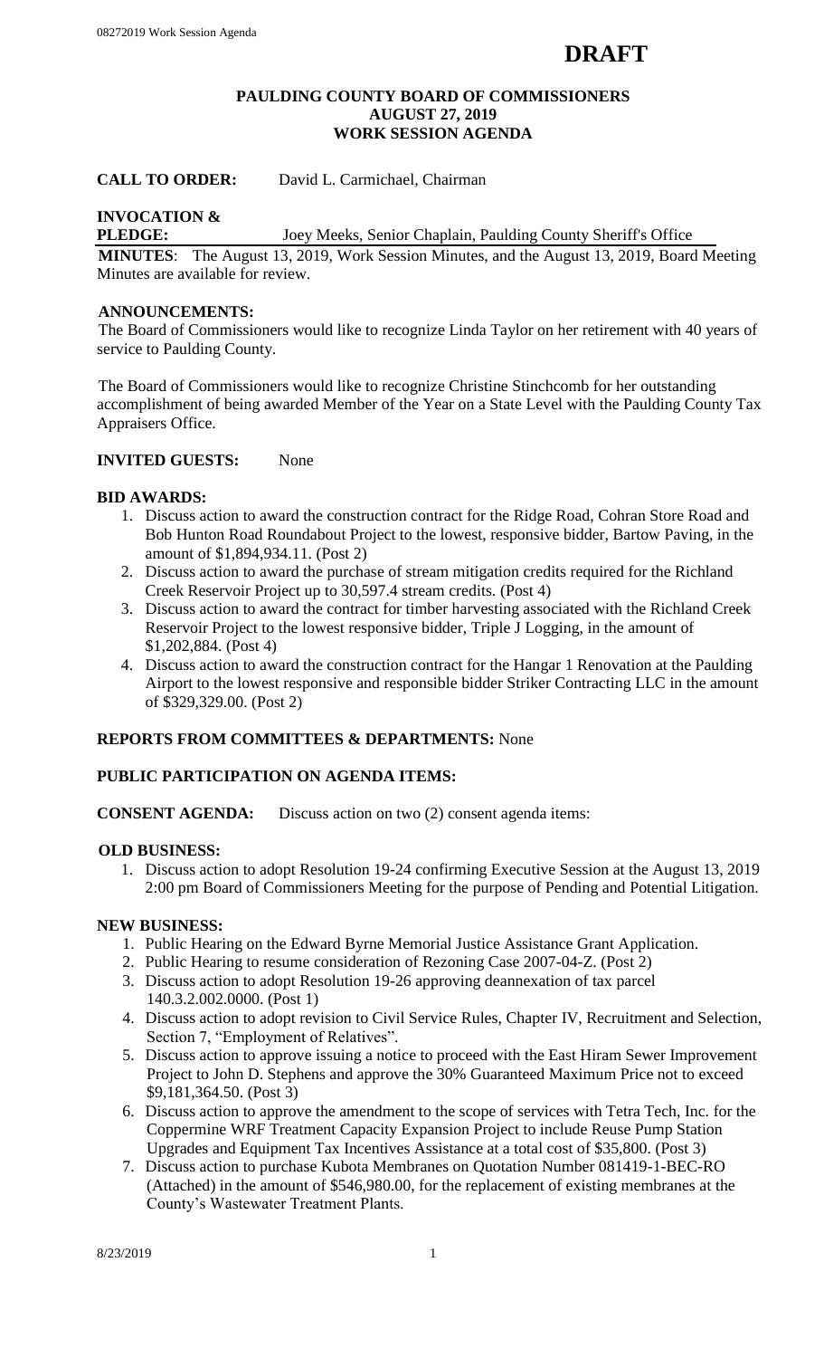**DRAFT**

**PAULDING COUNTY BOARD OF COMMISSIONERS**
**AUGUST 27, 2019**
**WORK SESSION AGENDA**

**CALL TO ORDER:** David L. Carmichael, Chairman

**INVOCATION & PLEDGE:** Joey Meeks, Senior Chaplain, Paulding County Sheriff's Office

**MINUTES**: The August 13, 2019, Work Session Minutes, and the August 13, 2019, Board Meeting Minutes are available for review.

**ANNOUNCEMENTS:**

The Board of Commissioners would like to recognize Linda Taylor on her retirement with 40 years of service to Paulding County.

The Board of Commissioners would like to recognize Christine Stinchcomb for her outstanding accomplishment of being awarded Member of the Year on a State Level with the Paulding County Tax Appraisers Office.

**INVITED GUESTS:** None

**BID AWARDS:**

1. Discuss action to award the construction contract for the Ridge Road, Cohran Store Road and Bob Hunton Road Roundabout Project to the lowest, responsive bidder, Bartow Paving, in the amount of $1,894,934.11. (Post 2)
2. Discuss action to award the purchase of stream mitigation credits required for the Richland Creek Reservoir Project up to 30,597.4 stream credits. (Post 4)
3. Discuss action to award the contract for timber harvesting associated with the Richland Creek Reservoir Project to the lowest responsive bidder, Triple J Logging, in the amount of $1,202,884. (Post 4)
4. Discuss action to award the construction contract for the Hangar 1 Renovation at the Paulding Airport to the lowest responsive and responsible bidder Striker Contracting LLC in the amount of $329,329.00. (Post 2)

**REPORTS FROM COMMITTEES & DEPARTMENTS:** None

**PUBLIC PARTICIPATION ON AGENDA ITEMS:**

**CONSENT AGENDA:** Discuss action on two (2) consent agenda items:

**OLD BUSINESS:**

1. Discuss action to adopt Resolution 19-24 confirming Executive Session at the August 13, 2019 2:00 pm Board of Commissioners Meeting for the purpose of Pending and Potential Litigation.

**NEW BUSINESS:**

1. Public Hearing on the Edward Byrne Memorial Justice Assistance Grant Application.
2. Public Hearing to resume consideration of Rezoning Case 2007-04-Z. (Post 2)
3. Discuss action to adopt Resolution 19-26 approving deannexation of tax parcel 140.3.2.002.0000. (Post 1)
4. Discuss action to adopt revision to Civil Service Rules, Chapter IV, Recruitment and Selection, Section 7, "Employment of Relatives".
5. Discuss action to approve issuing a notice to proceed with the East Hiram Sewer Improvement Project to John D. Stephens and approve the 30% Guaranteed Maximum Price not to exceed $9,181,364.50. (Post 3)
6. Discuss action to approve the amendment to the scope of services with Tetra Tech, Inc. for the Coppermine WRF Treatment Capacity Expansion Project to include Reuse Pump Station Upgrades and Equipment Tax Incentives Assistance at a total cost of $35,800. (Post 3)
7. Discuss action to purchase Kubota Membranes on Quotation Number 081419-1-BEC-RO (Attached) in the amount of $546,980.00, for the replacement of existing membranes at the County's Wastewater Treatment Plants.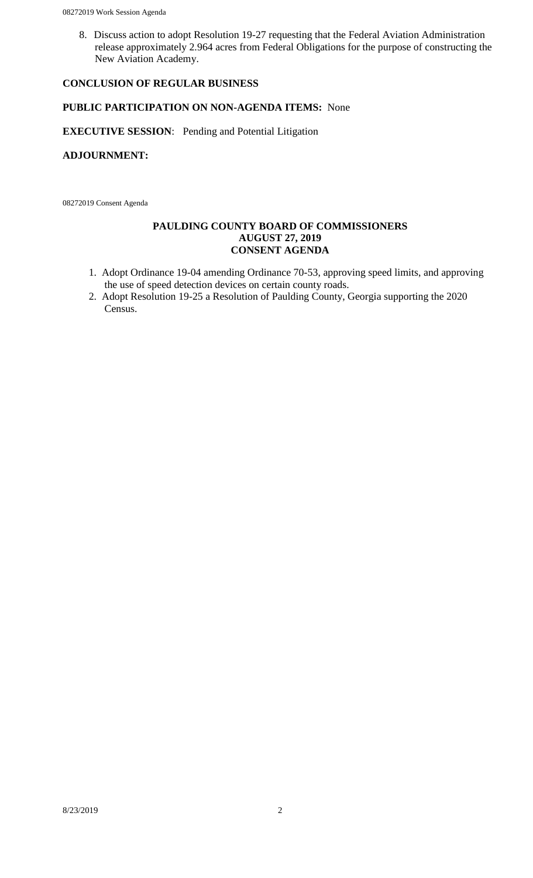8. Discuss action to adopt Resolution 19-27 requesting that the Federal Aviation Administration release approximately 2.964 acres from Federal Obligations for the purpose of constructing the New Aviation Academy.

**CONCLUSION OF REGULAR BUSINESS**

**PUBLIC PARTICIPATION ON NON-AGENDA ITEMS:** None

**EXECUTIVE SESSION**: Pending and Potential Litigation

**ADJOURNMENT:**

08272019 Consent Agenda

**PAULDING COUNTY BOARD OF COMMISSIONERS**
**AUGUST 27, 2019**
**CONSENT AGENDA**

1. Adopt Ordinance 19-04 amending Ordinance 70-53, approving speed limits, and approving the use of speed detection devices on certain county roads.
2. Adopt Resolution 19-25 a Resolution of Paulding County, Georgia supporting the 2020 Census.